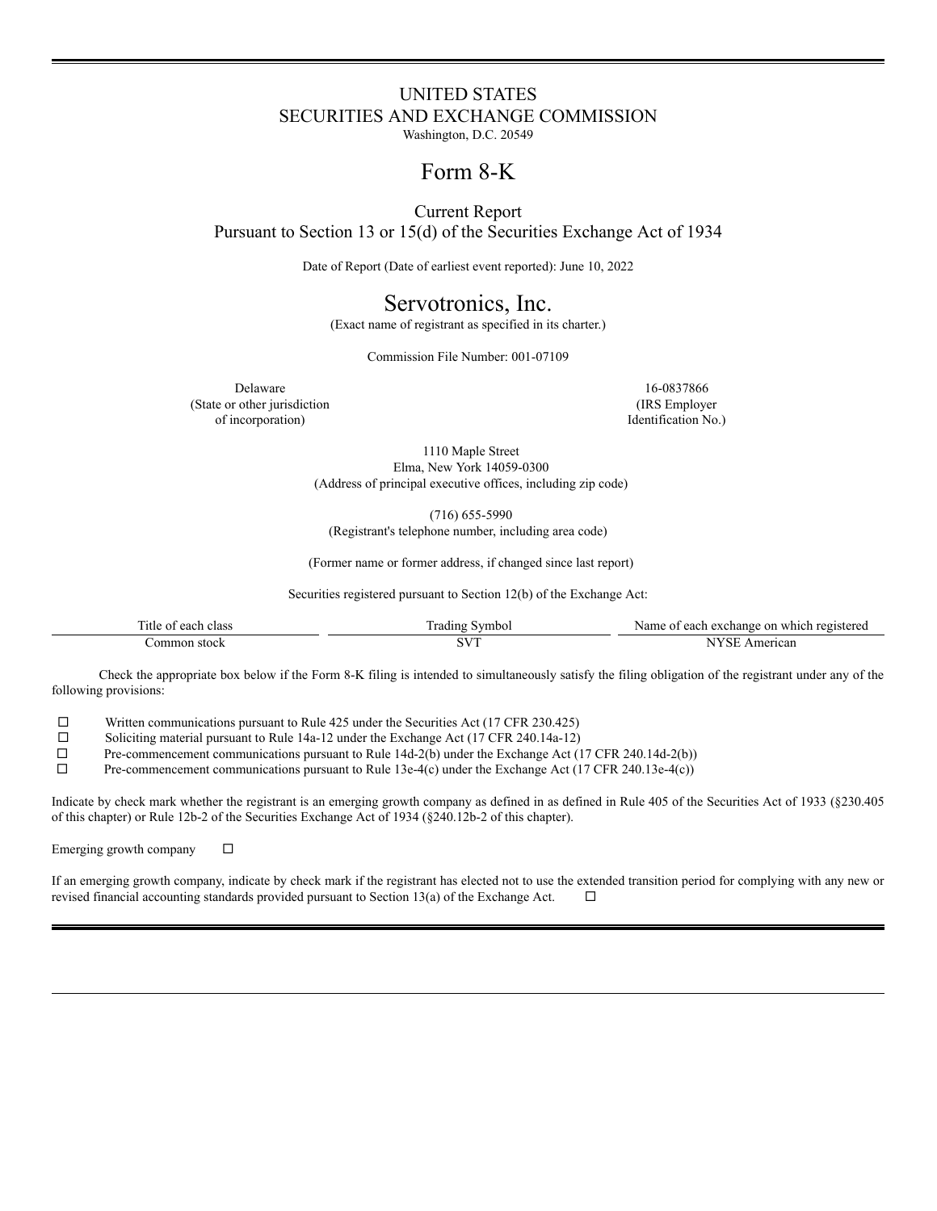# UNITED STATES
# SECURITIES AND EXCHANGE COMMISSION

Washington, D.C. 20549

# Form 8-K

## Current Report
## Pursuant to Section 13 or 15(d) of the Securities Exchange Act of 1934

Date of Report (Date of earliest event reported): June 10, 2022

# Servotronics, Inc.

(Exact name of registrant as specified in its charter.)

Commission File Number: 001-07109

| Delaware (State or other jurisdiction of incorporation) | 16-0837866 (IRS Employer Identification No.) |
|---|---|

1110 Maple Street
Elma, New York 14059-0300
(Address of principal executive offices, including zip code)

(716) 655-5990
(Registrant's telephone number, including area code)

(Former name or former address, if changed since last report)

Securities registered pursuant to Section 12(b) of the Exchange Act:

| Title of each class | Trading Symbol | Name of each exchange on which registered |
|---|---|---|
| Common stock | SVT | NYSE American |

Check the appropriate box below if the Form 8-K filing is intended to simultaneously satisfy the filing obligation of the registrant under any of the following provisions:

☐ Written communications pursuant to Rule 425 under the Securities Act (17 CFR 230.425)
☐ Soliciting material pursuant to Rule 14a-12 under the Exchange Act (17 CFR 240.14a-12)
☐ Pre-commencement communications pursuant to Rule 14d-2(b) under the Exchange Act (17 CFR 240.14d-2(b))
☐ Pre-commencement communications pursuant to Rule 13e-4(c) under the Exchange Act (17 CFR 240.13e-4(c))

Indicate by check mark whether the registrant is an emerging growth company as defined in as defined in Rule 405 of the Securities Act of 1933 (§230.405 of this chapter) or Rule 12b-2 of the Securities Exchange Act of 1934 (§240.12b-2 of this chapter).

Emerging growth company ☐

If an emerging growth company, indicate by check mark if the registrant has elected not to use the extended transition period for complying with any new or revised financial accounting standards provided pursuant to Section 13(a) of the Exchange Act. ☐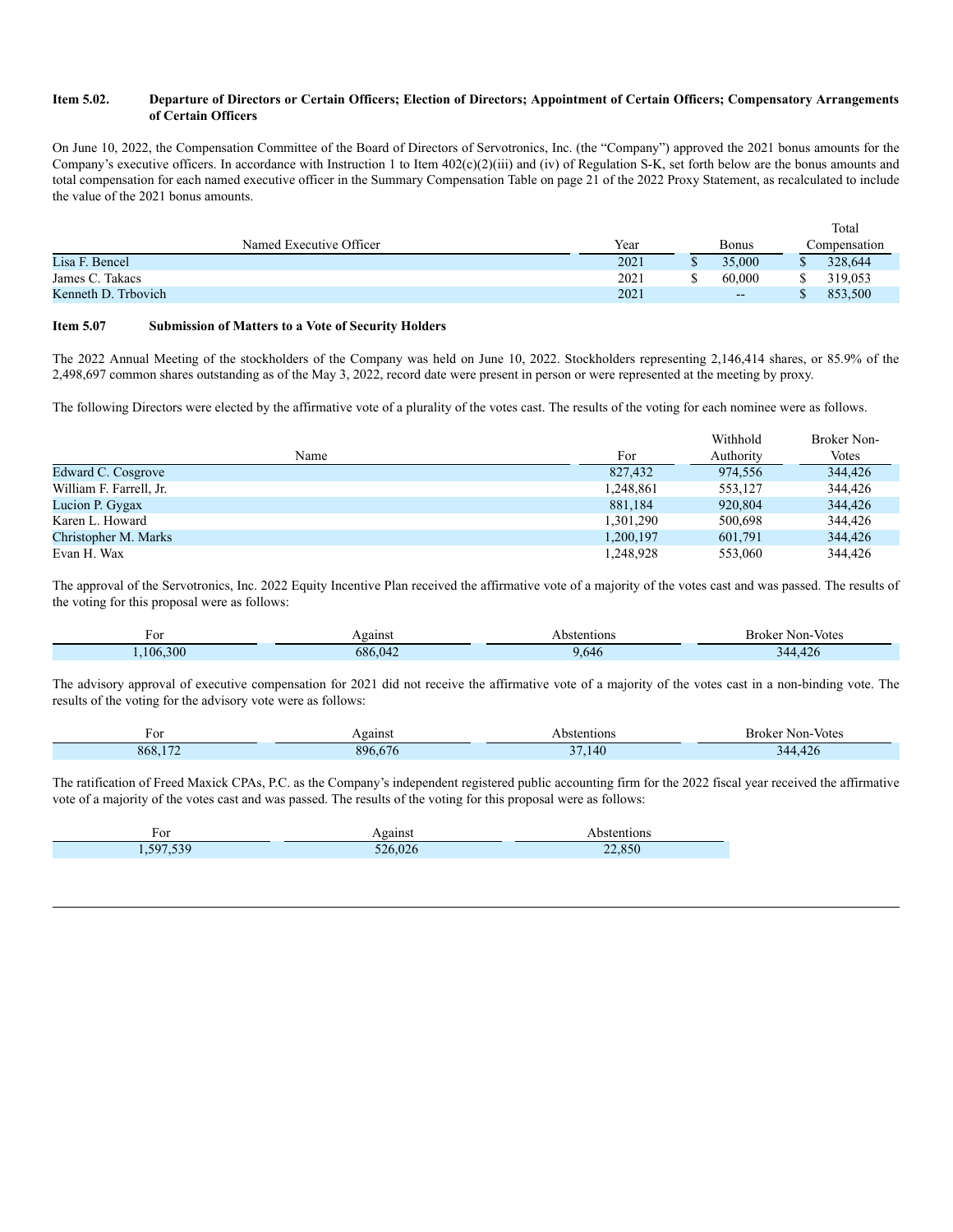### Item 5.02. Departure of Directors or Certain Officers; Election of Directors; Appointment of Certain Officers; Compensatory Arrangements of Certain Officers

On June 10, 2022, the Compensation Committee of the Board of Directors of Servotronics, Inc. (the "Company") approved the 2021 bonus amounts for the Company's executive officers. In accordance with Instruction 1 to Item 402(c)(2)(iii) and (iv) of Regulation S-K, set forth below are the bonus amounts and total compensation for each named executive officer in the Summary Compensation Table on page 21 of the 2022 Proxy Statement, as recalculated to include the value of the 2021 bonus amounts.

| Named Executive Officer | Year | Bonus | Total Compensation |
|---|---|---|---|
| Lisa F. Bencel | 2021 | $ 35,000 | $ 328,644 |
| James C. Takacs | 2021 | $ 60,000 | $ 319,053 |
| Kenneth D. Trbovich | 2021 | -- | $ 853,500 |

### Item 5.07 Submission of Matters to a Vote of Security Holders

The 2022 Annual Meeting of the stockholders of the Company was held on June 10, 2022. Stockholders representing 2,146,414 shares, or 85.9% of the 2,498,697 common shares outstanding as of the May 3, 2022, record date were present in person or were represented at the meeting by proxy.

The following Directors were elected by the affirmative vote of a plurality of the votes cast. The results of the voting for each nominee were as follows.

| Name | For | Withhold Authority | Broker Non-Votes |
|---|---|---|---|
| Edward C. Cosgrove | 827,432 | 974,556 | 344,426 |
| William F. Farrell, Jr. | 1,248,861 | 553,127 | 344,426 |
| Lucion P. Gygax | 881,184 | 920,804 | 344,426 |
| Karen L. Howard | 1,301,290 | 500,698 | 344,426 |
| Christopher M. Marks | 1,200,197 | 601,791 | 344,426 |
| Evan H. Wax | 1,248,928 | 553,060 | 344,426 |

The approval of the Servotronics, Inc. 2022 Equity Incentive Plan received the affirmative vote of a majority of the votes cast and was passed. The results of the voting for this proposal were as follows:

| For | Against | Abstentions | Broker Non-Votes |
|---|---|---|---|
| 1,106,300 | 686,042 | 9,646 | 344,426 |

The advisory approval of executive compensation for 2021 did not receive the affirmative vote of a majority of the votes cast in a non-binding vote. The results of the voting for the advisory vote were as follows:

| For | Against | Abstentions | Broker Non-Votes |
|---|---|---|---|
| 868,172 | 896,676 | 37,140 | 344,426 |

The ratification of Freed Maxick CPAs, P.C. as the Company's independent registered public accounting firm for the 2022 fiscal year received the affirmative vote of a majority of the votes cast and was passed. The results of the voting for this proposal were as follows:

| For | Against | Abstentions |
|---|---|---|
| 1,597,539 | 526,026 | 22,850 |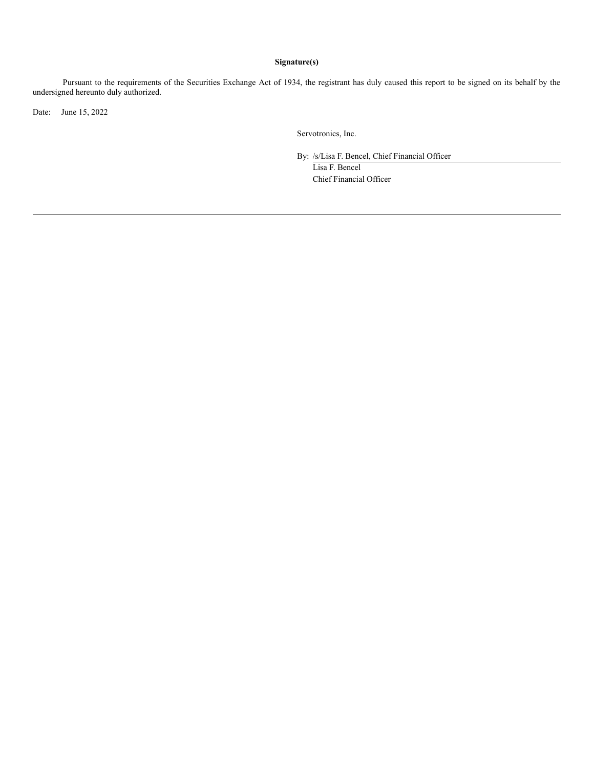**Signature(s)**

Pursuant to the requirements of the Securities Exchange Act of 1934, the registrant has duly caused this report to be signed on its behalf by the undersigned hereunto duly authorized.

Date: June 15, 2022

Servotronics, Inc.

By: /s/Lisa F. Bencel, Chief Financial Officer
Lisa F. Bencel
Chief Financial Officer